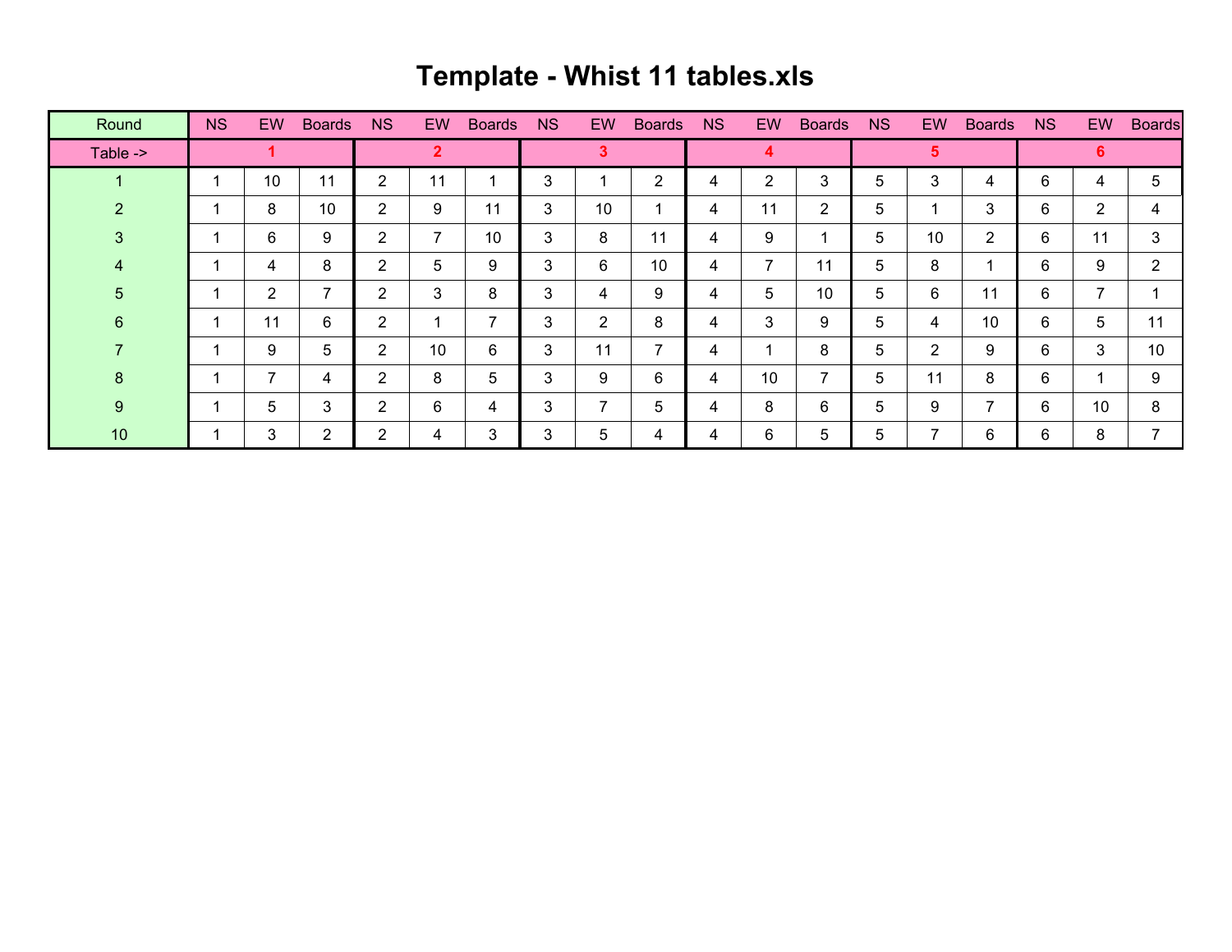# Template - Whist 11 tables.xls

| Round | NS | EW | Boards | NS | EW | Boards | NS | EW | Boards | NS | EW | Boards | NS | EW | Boards | NS | EW | Boards |
|---|---|---|---|---|---|---|---|---|---|---|---|---|---|---|---|---|---|---|
| Table -> | 1 | | | 2 | | | 3 | | | 4 | | | 5 | | | 6 | | |
| 1 | 1 | 10 | 11 | 2 | 11 | 1 | 3 | 1 | 2 | 4 | 2 | 3 | 5 | 3 | 4 | 6 | 4 | 5 |
| 2 | 1 | 8 | 10 | 2 | 9 | 11 | 3 | 10 | 1 | 4 | 11 | 2 | 5 | 1 | 3 | 6 | 2 | 4 |
| 3 | 1 | 6 | 9 | 2 | 7 | 10 | 3 | 8 | 11 | 4 | 9 | 1 | 5 | 10 | 2 | 6 | 11 | 3 |
| 4 | 1 | 4 | 8 | 2 | 5 | 9 | 3 | 6 | 10 | 4 | 7 | 11 | 5 | 8 | 1 | 6 | 9 | 2 |
| 5 | 1 | 2 | 7 | 2 | 3 | 8 | 3 | 4 | 9 | 4 | 5 | 10 | 5 | 6 | 11 | 6 | 7 | 1 |
| 6 | 1 | 11 | 6 | 2 | 1 | 7 | 3 | 2 | 8 | 4 | 3 | 9 | 5 | 4 | 10 | 6 | 5 | 11 |
| 7 | 1 | 9 | 5 | 2 | 10 | 6 | 3 | 11 | 7 | 4 | 1 | 8 | 5 | 2 | 9 | 6 | 3 | 10 |
| 8 | 1 | 7 | 4 | 2 | 8 | 5 | 3 | 9 | 6 | 4 | 10 | 7 | 5 | 11 | 8 | 6 | 1 | 9 |
| 9 | 1 | 5 | 3 | 2 | 6 | 4 | 3 | 7 | 5 | 4 | 8 | 6 | 5 | 9 | 7 | 6 | 10 | 8 |
| 10 | 1 | 3 | 2 | 2 | 4 | 3 | 3 | 5 | 4 | 4 | 6 | 5 | 5 | 7 | 6 | 6 | 8 | 7 |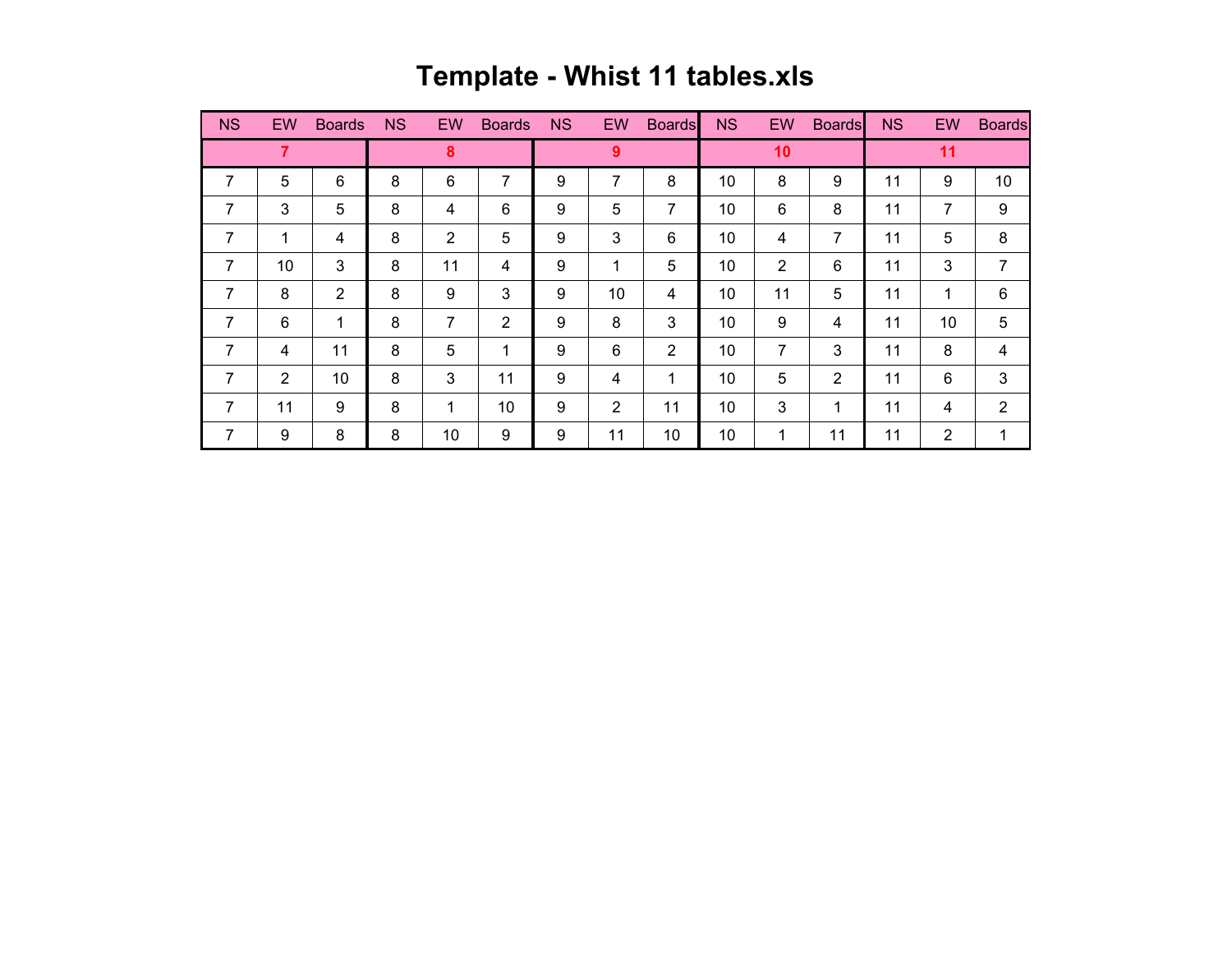# Template - Whist 11 tables.xls

| NS | EW | Boards | NS | EW | Boards | NS | EW | Boards | NS | EW | Boards | NS | EW | Boards |
|---|---|---|---|---|---|---|---|---|---|---|---|---|---|---|
| 7 | | | 8 | | | 9 | | | 10 | | | 11 | | |
| 7 | 5 | 6 | 8 | 6 | 7 | 9 | 7 | 8 | 10 | 8 | 9 | 11 | 9 | 10 |
| 7 | 3 | 5 | 8 | 4 | 6 | 9 | 5 | 7 | 10 | 6 | 8 | 11 | 7 | 9 |
| 7 | 1 | 4 | 8 | 2 | 5 | 9 | 3 | 6 | 10 | 4 | 7 | 11 | 5 | 8 |
| 7 | 10 | 3 | 8 | 11 | 4 | 9 | 1 | 5 | 10 | 2 | 6 | 11 | 3 | 7 |
| 7 | 8 | 2 | 8 | 9 | 3 | 9 | 10 | 4 | 10 | 11 | 5 | 11 | 1 | 6 |
| 7 | 6 | 1 | 8 | 7 | 2 | 9 | 8 | 3 | 10 | 9 | 4 | 11 | 10 | 5 |
| 7 | 4 | 11 | 8 | 5 | 1 | 9 | 6 | 2 | 10 | 7 | 3 | 11 | 8 | 4 |
| 7 | 2 | 10 | 8 | 3 | 11 | 9 | 4 | 1 | 10 | 5 | 2 | 11 | 6 | 3 |
| 7 | 11 | 9 | 8 | 1 | 10 | 9 | 2 | 11 | 10 | 3 | 1 | 11 | 4 | 2 |
| 7 | 9 | 8 | 8 | 10 | 9 | 9 | 11 | 10 | 10 | 1 | 11 | 11 | 2 | 1 |